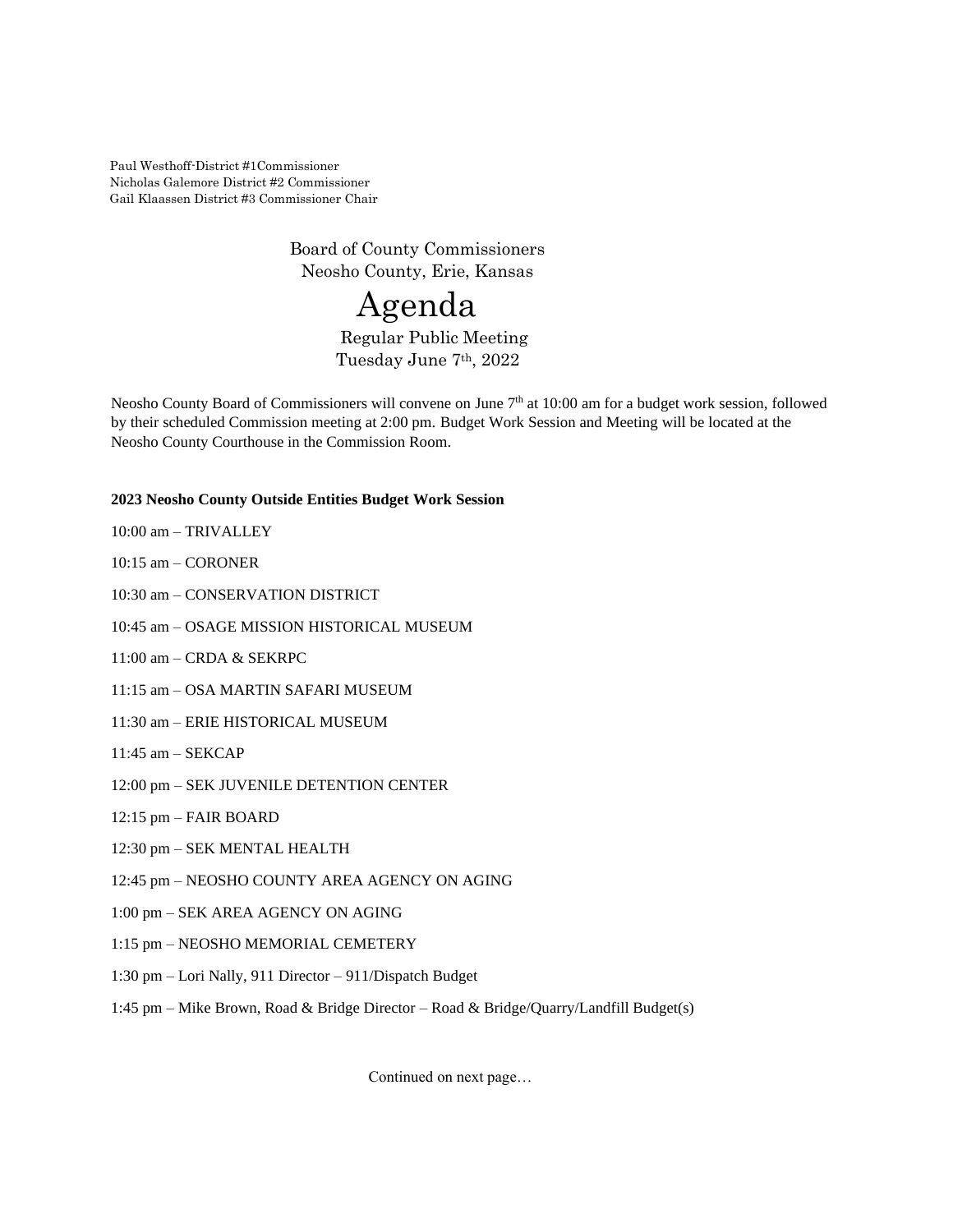Paul Westhoff-District #1Commissioner
Nicholas Galemore District #2 Commissioner
Gail Klaassen District #3 Commissioner Chair

Board of County Commissioners
Neosho County, Erie, Kansas

# Agenda

Regular Public Meeting
Tuesday June 7th, 2022

Neosho County Board of Commissioners will convene on June 7th at 10:00 am for a budget work session, followed by their scheduled Commission meeting at 2:00 pm. Budget Work Session and Meeting will be located at the Neosho County Courthouse in the Commission Room.

**2023 Neosho County Outside Entities Budget Work Session**

10:00 am – TRIVALLEY

10:15 am – CORONER

10:30 am – CONSERVATION DISTRICT

10:45 am – OSAGE MISSION HISTORICAL MUSEUM

11:00 am – CRDA & SEKRPC

11:15 am – OSA MARTIN SAFARI MUSEUM

11:30 am – ERIE HISTORICAL MUSEUM

11:45 am – SEKCAP

12:00 pm – SEK JUVENILE DETENTION CENTER

12:15 pm – FAIR BOARD

12:30 pm – SEK MENTAL HEALTH

12:45 pm – NEOSHO COUNTY AREA AGENCY ON AGING

1:00 pm – SEK AREA AGENCY ON AGING

1:15 pm – NEOSHO MEMORIAL CEMETERY

1:30 pm – Lori Nally, 911 Director – 911/Dispatch Budget

1:45 pm – Mike Brown, Road & Bridge Director – Road & Bridge/Quarry/Landfill Budget(s)

Continued on next page…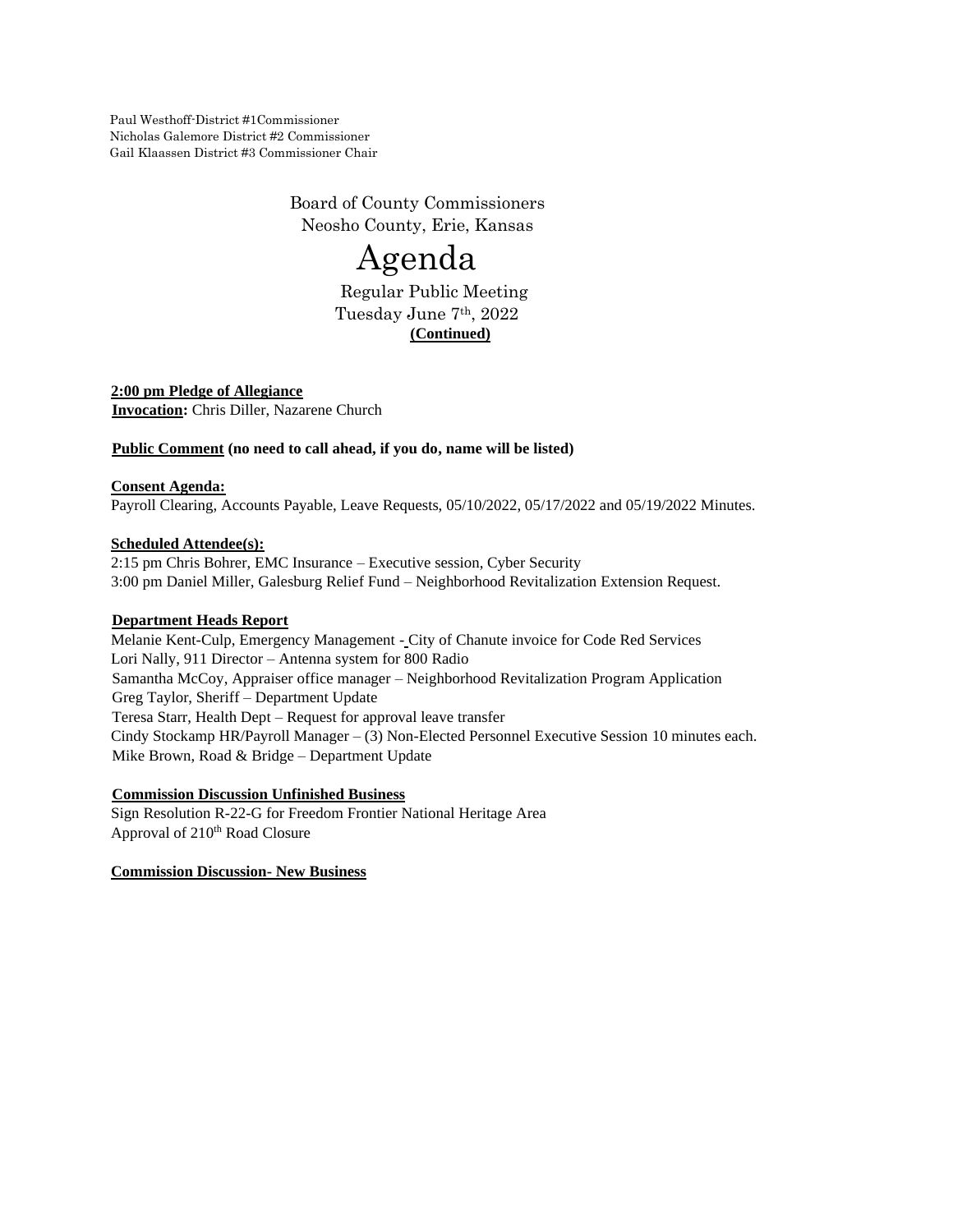Paul Westhoff-District #1Commissioner
Nicholas Galemore District #2 Commissioner
Gail Klaassen District #3 Commissioner Chair

Board of County Commissioners
Neosho County, Erie, Kansas

# Agenda

Regular Public Meeting
Tuesday June 7th, 2022
**(Continued)**

**2:00 pm Pledge of Allegiance**
**Invocation:** Chris Diller, Nazarene Church

**Public Comment (no need to call ahead, if you do, name will be listed)**

**Consent Agenda:**
Payroll Clearing, Accounts Payable, Leave Requests, 05/10/2022, 05/17/2022 and 05/19/2022 Minutes.

**Scheduled Attendee(s):**
2:15 pm Chris Bohrer, EMC Insurance – Executive session, Cyber Security
3:00 pm Daniel Miller, Galesburg Relief Fund – Neighborhood Revitalization Extension Request.

**Department Heads Report**
Melanie Kent-Culp, Emergency Management - City of Chanute invoice for Code Red Services
Lori Nally, 911 Director – Antenna system for 800 Radio
Samantha McCoy, Appraiser office manager – Neighborhood Revitalization Program Application
Greg Taylor, Sheriff – Department Update
Teresa Starr, Health Dept – Request for approval leave transfer
Cindy Stockamp HR/Payroll Manager – (3) Non-Elected Personnel Executive Session 10 minutes each.
Mike Brown, Road & Bridge – Department Update

**Commission Discussion Unfinished Business**
Sign Resolution R-22-G for Freedom Frontier National Heritage Area
Approval of 210th Road Closure

**Commission Discussion- New Business**